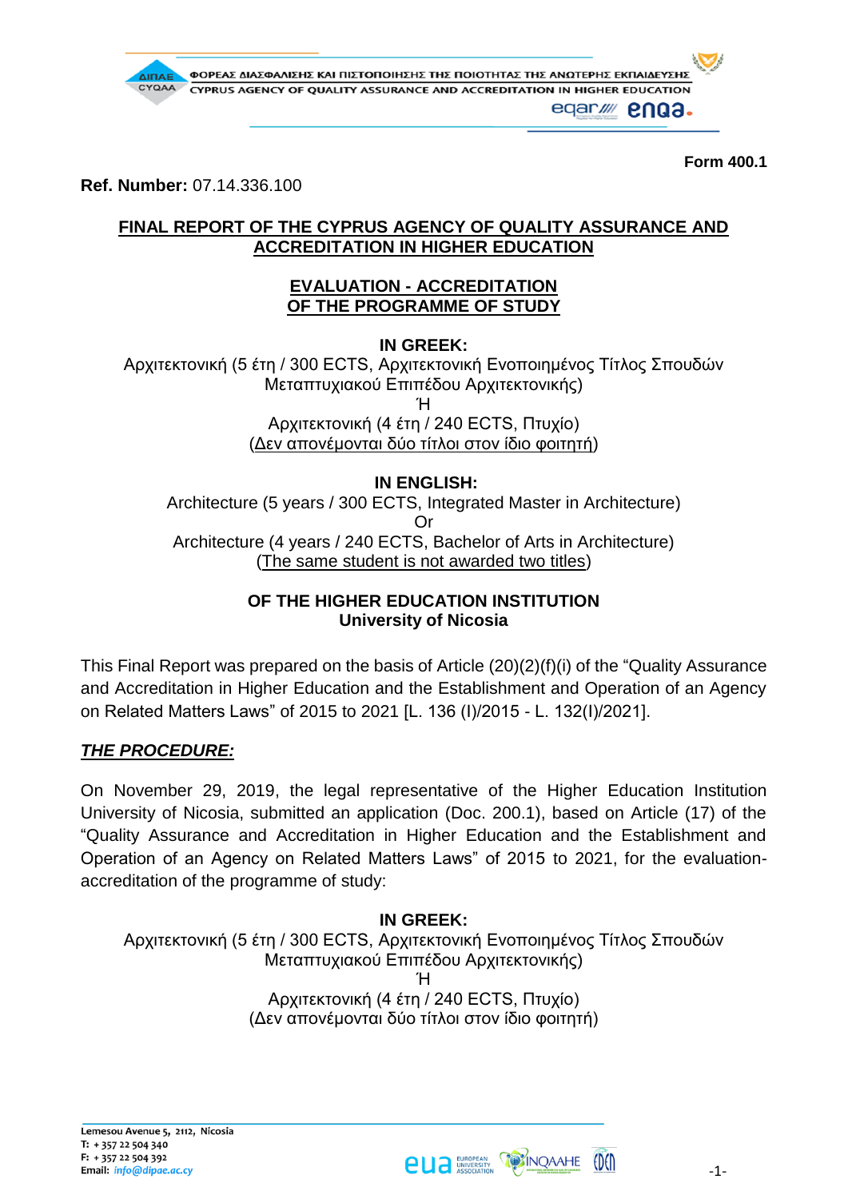**Form 400.1**

**Ref. Number:** 07.14.336.100

# FINAL REPORT OF THE CYPRUS AGENCY OF QUALITY ASSURANCE AND ACCREDITATION IN HIGHER EDUCATION

## EVALUATION - ACCREDITATION OF THE PROGRAMME OF STUDY

**IN GREEK:**

Αρχιτεκτονική (5 έτη / 300 ECTS, Αρχιτεκτονική Ενοποιημένος Τίτλος Σπουδών Μεταπτυχιακού Επιπέδου Αρχιτεκτονικής)
Ή
Αρχιτεκτονική (4 έτη / 240 ECTS, Πτυχίο)
(Δεν απονέμονται δύο τίτλοι στον ίδιο φοιτητή)

**IN ENGLISH:**

Architecture (5 years / 300 ECTS, Integrated Master in Architecture)
Or
Architecture (4 years / 240 ECTS, Bachelor of Arts in Architecture)
(The same student is not awarded two titles)

**OF THE HIGHER EDUCATION INSTITUTION**
**University of Nicosia**

This Final Report was prepared on the basis of Article (20)(2)(f)(i) of the "Quality Assurance and Accreditation in Higher Education and the Establishment and Operation of an Agency on Related Matters Laws" of 2015 to 2021 [L. 136 (I)/2015 - L. 132(I)/2021].

***THE PROCEDURE:***

On November 29, 2019, the legal representative of the Higher Education Institution University of Nicosia, submitted an application (Doc. 200.1), based on Article (17) of the "Quality Assurance and Accreditation in Higher Education and the Establishment and Operation of an Agency on Related Matters Laws" of 2015 to 2021, for the evaluation-accreditation of the programme of study:

**IN GREEK:**

Αρχιτεκτονική (5 έτη / 300 ECTS, Αρχιτεκτονική Ενοποιημένος Τίτλος Σπουδών Μεταπτυχιακού Επιπέδου Αρχιτεκτονικής)
Ή
Αρχιτεκτονική (4 έτη / 240 ECTS, Πτυχίο)
(Δεν απονέμονται δύο τίτλοι στον ίδιο φοιτητή)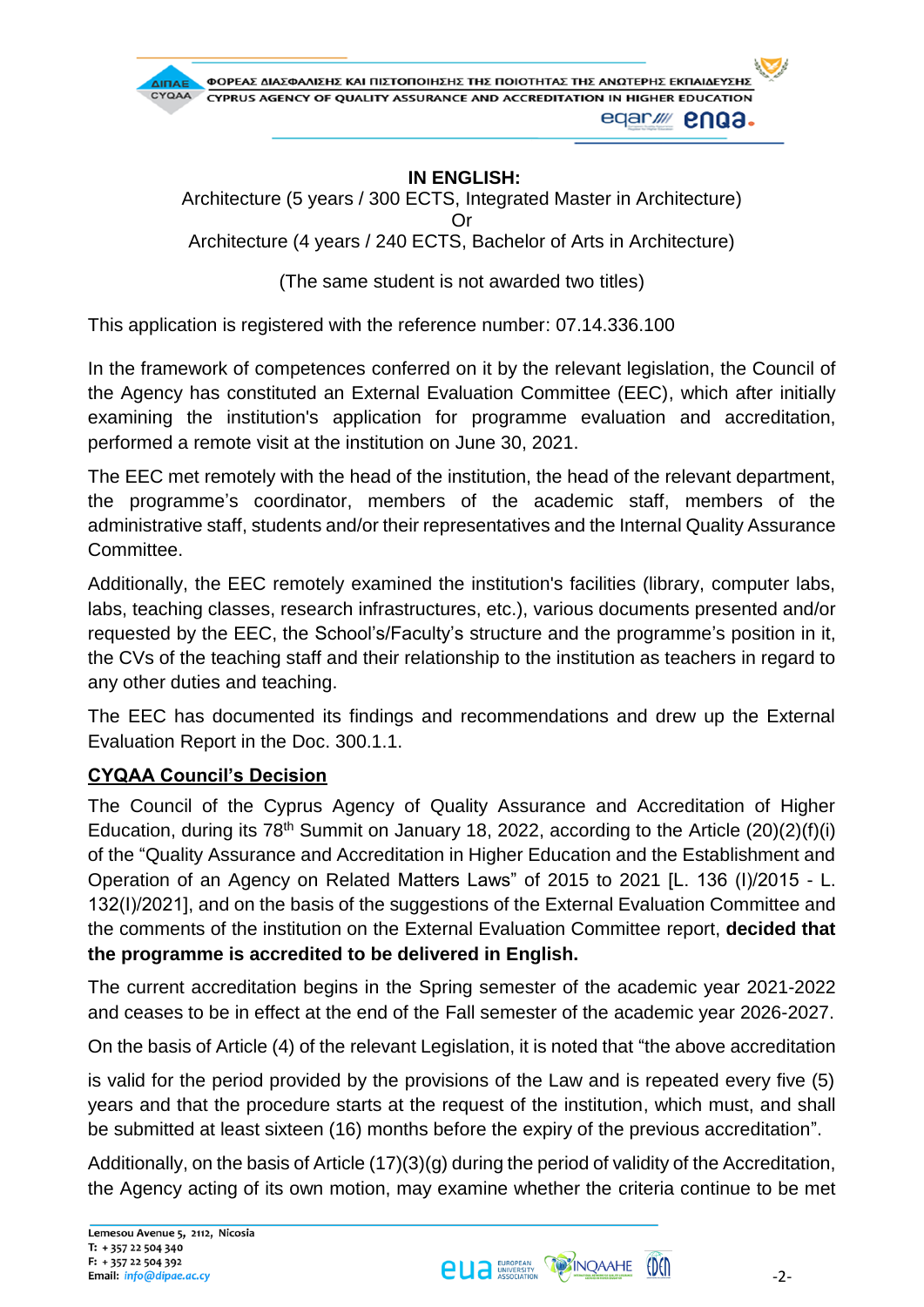**IN ENGLISH:**

Architecture (5 years / 300 ECTS, Integrated Master in Architecture)

Or

Architecture (4 years / 240 ECTS, Bachelor of Arts in Architecture)

(The same student is not awarded two titles)

This application is registered with the reference number: 07.14.336.100

In the framework of competences conferred on it by the relevant legislation, the Council of the Agency has constituted an External Evaluation Committee (EEC), which after initially examining the institution's application for programme evaluation and accreditation, performed a remote visit at the institution on June 30, 2021.

The EEC met remotely with the head of the institution, the head of the relevant department, the programme's coordinator, members of the academic staff, members of the administrative staff, students and/or their representatives and the Internal Quality Assurance Committee.

Additionally, the EEC remotely examined the institution's facilities (library, computer labs, labs, teaching classes, research infrastructures, etc.), various documents presented and/or requested by the EEC, the School's/Faculty's structure and the programme's position in it, the CVs of the teaching staff and their relationship to the institution as teachers in regard to any other duties and teaching.

The EEC has documented its findings and recommendations and drew up the External Evaluation Report in the Doc. 300.1.1.

**CYQAA Council's Decision**

The Council of the Cyprus Agency of Quality Assurance and Accreditation of Higher Education, during its 78th Summit on January 18, 2022, according to the Article (20)(2)(f)(i) of the "Quality Assurance and Accreditation in Higher Education and the Establishment and Operation of an Agency on Related Matters Laws" of 2015 to 2021 [L. 136 (I)/2015 - L. 132(I)/2021], and on the basis of the suggestions of the External Evaluation Committee and the comments of the institution on the External Evaluation Committee report, **decided that the programme is accredited to be delivered in English.**

The current accreditation begins in the Spring semester of the academic year 2021-2022 and ceases to be in effect at the end of the Fall semester of the academic year 2026-2027.

On the basis of Article (4) of the relevant Legislation, it is noted that "the above accreditation is valid for the period provided by the provisions of the Law and is repeated every five (5) years and that the procedure starts at the request of the institution, which must, and shall be submitted at least sixteen (16) months before the expiry of the previous accreditation".

Additionally, on the basis of Article (17)(3)(g) during the period of validity of the Accreditation, the Agency acting of its own motion, may examine whether the criteria continue to be met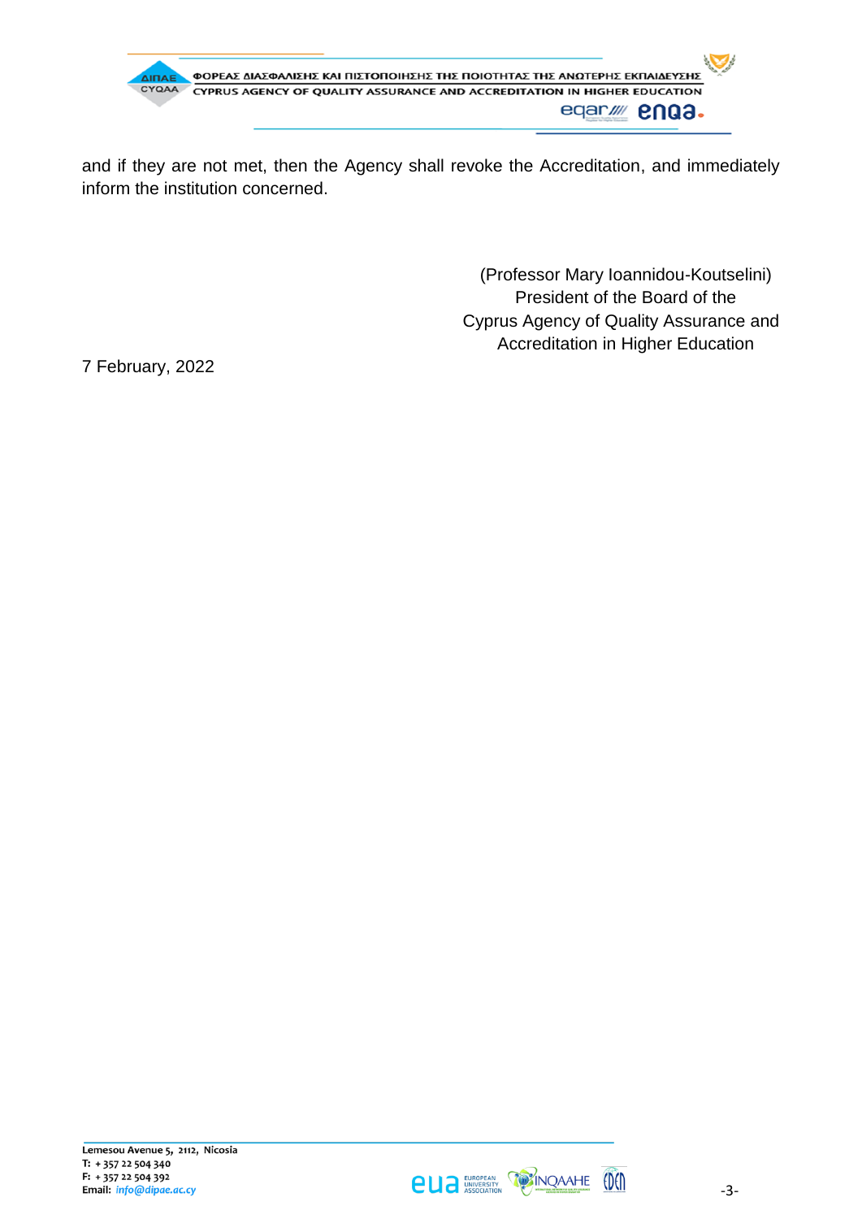and if they are not met, then the Agency shall revoke the Accreditation, and immediately inform the institution concerned.

(Professor Mary Ioannidou-Koutselini)
President of the Board of the
Cyprus Agency of Quality Assurance and
Accreditation in Higher Education

7 February, 2022